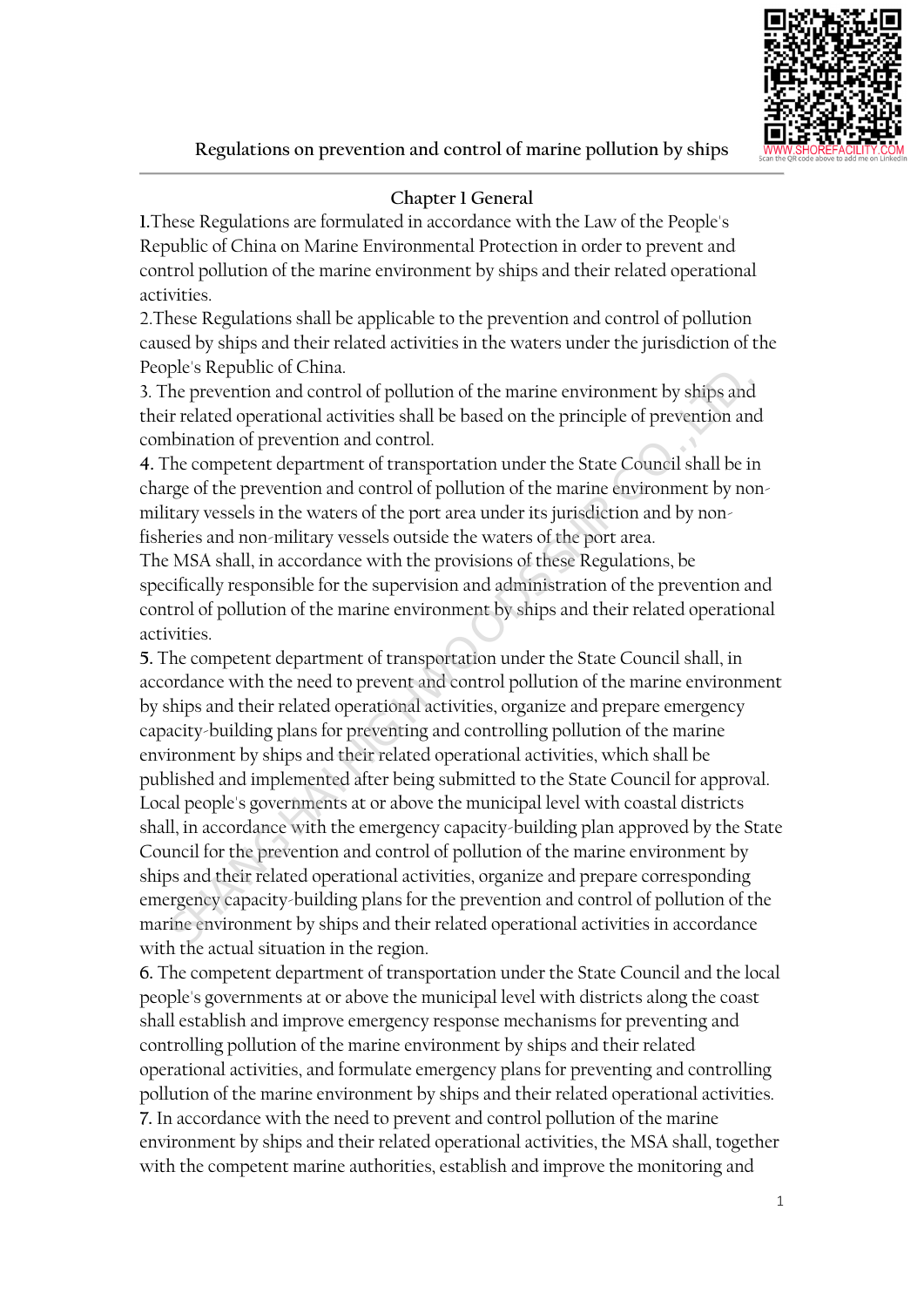# Regulations on prevention and control of marine pollution by ships

## Chapter I General

**1.** These Regulations are formulated in accordance with the Law of the People's Republic of China on Marine Environmental Protection in order to prevent and control pollution of the marine environment by ships and their related operational activities.

2. These Regulations shall be applicable to the prevention and control of pollution caused by ships and their related activities in the waters under the jurisdiction of the People's Republic of China.

3. The prevention and control of pollution of the marine environment by ships and their related operational activities shall be based on the principle of prevention and combination of prevention and control.

**4.** The competent department of transportation under the State Council shall be in charge of the prevention and control of pollution of the marine environment by non-military vessels in the waters of the port area under its jurisdiction and by non-fisheries and non-military vessels outside the waters of the port area.

The MSA shall, in accordance with the provisions of these Regulations, be specifically responsible for the supervision and administration of the prevention and control of pollution of the marine environment by ships and their related operational activities.

**5.** The competent department of transportation under the State Council shall, in accordance with the need to prevent and control pollution of the marine environment by ships and their related operational activities, organize and prepare emergency capacity-building plans for preventing and controlling pollution of the marine environment by ships and their related operational activities, which shall be published and implemented after being submitted to the State Council for approval.

Local people's governments at or above the municipal level with coastal districts shall, in accordance with the emergency capacity-building plan approved by the State Council for the prevention and control of pollution of the marine environment by ships and their related operational activities, organize and prepare corresponding emergency capacity-building plans for the prevention and control of pollution of the marine environment by ships and their related operational activities in accordance with the actual situation in the region.

**6.** The competent department of transportation under the State Council and the local people's governments at or above the municipal level with districts along the coast shall establish and improve emergency response mechanisms for preventing and controlling pollution of the marine environment by ships and their related operational activities, and formulate emergency plans for preventing and controlling pollution of the marine environment by ships and their related operational activities.

**7.** In accordance with the need to prevent and control pollution of the marine environment by ships and their related operational activities, the MSA shall, together with the competent marine authorities, establish and improve the monitoring and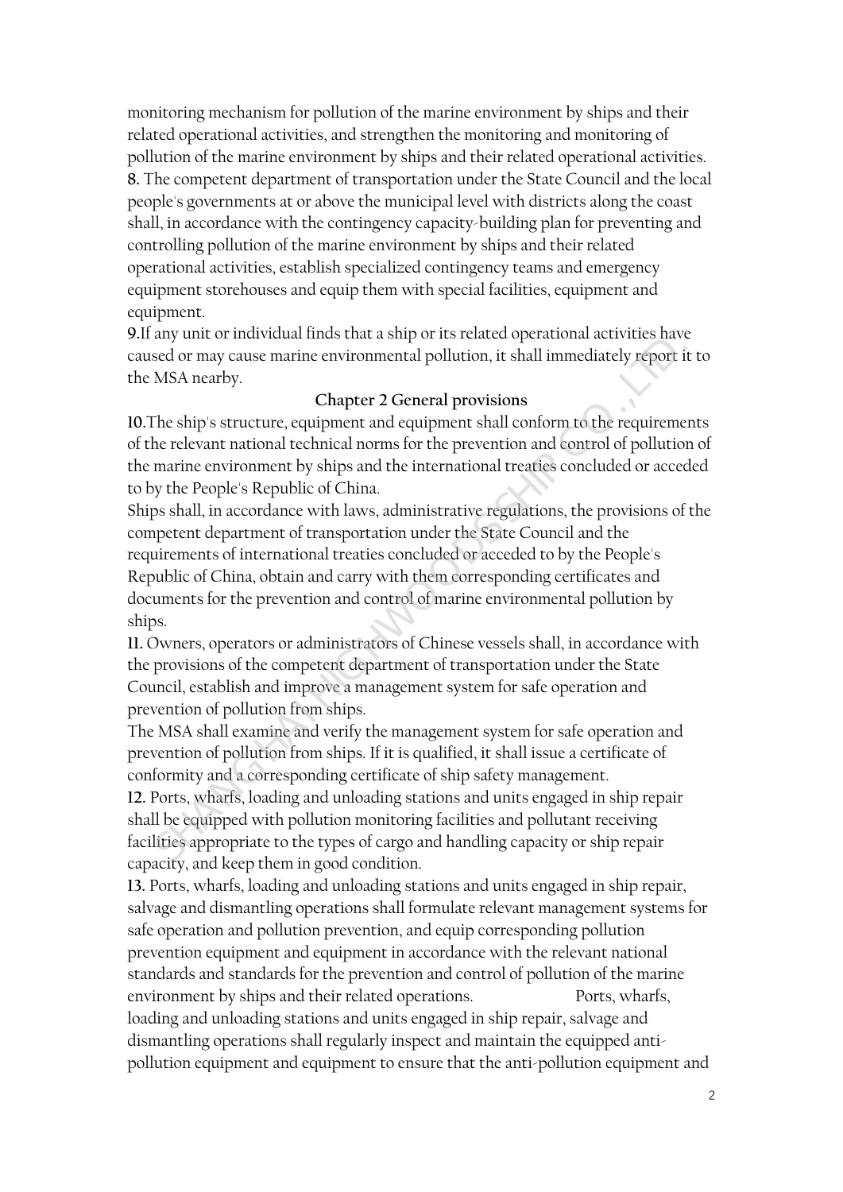monitoring mechanism for pollution of the marine environment by ships and their related operational activities, and strengthen the monitoring and monitoring of pollution of the marine environment by ships and their related operational activities.

**8.** The competent department of transportation under the State Council and the local people's governments at or above the municipal level with districts along the coast shall, in accordance with the contingency capacity-building plan for preventing and controlling pollution of the marine environment by ships and their related operational activities, establish specialized contingency teams and emergency equipment storehouses and equip them with special facilities, equipment and equipment.

**9.** If any unit or individual finds that a ship or its related operational activities have caused or may cause marine environmental pollution, it shall immediately report it to the MSA nearby.

## Chapter 2 General provisions

**10.** The ship's structure, equipment and equipment shall conform to the requirements of the relevant national technical norms for the prevention and control of pollution of the marine environment by ships and the international treaties concluded or acceded to by the People's Republic of China.

Ships shall, in accordance with laws, administrative regulations, the provisions of the competent department of transportation under the State Council and the requirements of international treaties concluded or acceded to by the People's Republic of China, obtain and carry with them corresponding certificates and documents for the prevention and control of marine environmental pollution by ships.

**11.** Owners, operators or administrators of Chinese vessels shall, in accordance with the provisions of the competent department of transportation under the State Council, establish and improve a management system for safe operation and prevention of pollution from ships.

The MSA shall examine and verify the management system for safe operation and prevention of pollution from ships. If it is qualified, it shall issue a certificate of conformity and a corresponding certificate of ship safety management.

**12.** Ports, wharfs, loading and unloading stations and units engaged in ship repair shall be equipped with pollution monitoring facilities and pollutant receiving facilities appropriate to the types of cargo and handling capacity or ship repair capacity, and keep them in good condition.

**13.** Ports, wharfs, loading and unloading stations and units engaged in ship repair, salvage and dismantling operations shall formulate relevant management systems for safe operation and pollution prevention, and equip corresponding pollution prevention equipment and equipment in accordance with the relevant national standards and standards for the prevention and control of pollution of the marine environment by ships and their related operations. Ports, wharfs, loading and unloading stations and units engaged in ship repair, salvage and dismantling operations shall regularly inspect and maintain the equipped anti-pollution equipment and equipment to ensure that the anti-pollution equipment and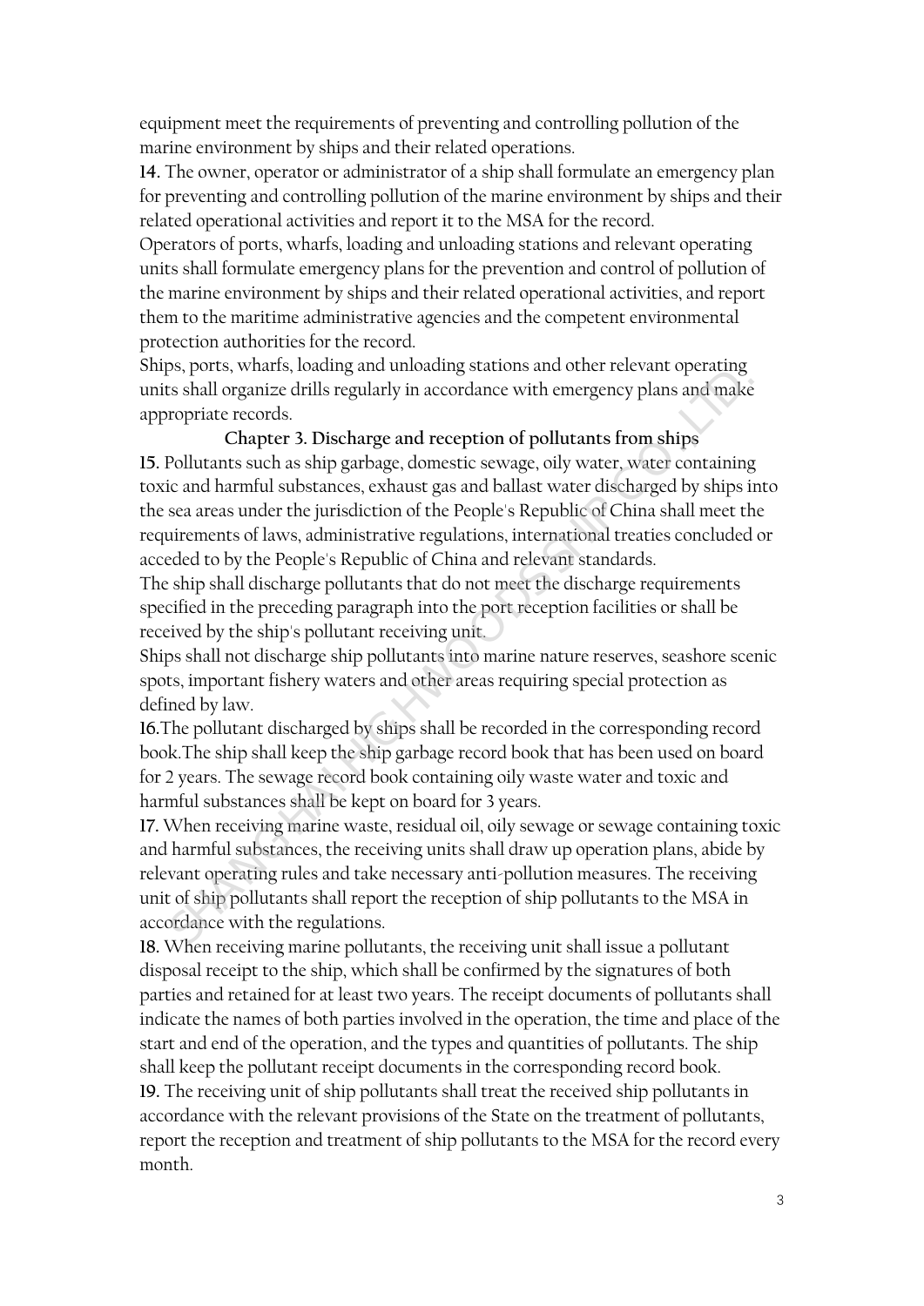equipment meet the requirements of preventing and controlling pollution of the marine environment by ships and their related operations.

**14.** The owner, operator or administrator of a ship shall formulate an emergency plan for preventing and controlling pollution of the marine environment by ships and their related operational activities and report it to the MSA for the record.

Operators of ports, wharfs, loading and unloading stations and relevant operating units shall formulate emergency plans for the prevention and control of pollution of the marine environment by ships and their related operational activities, and report them to the maritime administrative agencies and the competent environmental protection authorities for the record.

Ships, ports, wharfs, loading and unloading stations and other relevant operating units shall organize drills regularly in accordance with emergency plans and make appropriate records.

## Chapter 3. Discharge and reception of pollutants from ships

**15.** Pollutants such as ship garbage, domestic sewage, oily water, water containing toxic and harmful substances, exhaust gas and ballast water discharged by ships into the sea areas under the jurisdiction of the People's Republic of China shall meet the requirements of laws, administrative regulations, international treaties concluded or acceded to by the People's Republic of China and relevant standards.

The ship shall discharge pollutants that do not meet the discharge requirements specified in the preceding paragraph into the port reception facilities or shall be received by the ship's pollutant receiving unit.

Ships shall not discharge ship pollutants into marine nature reserves, seashore scenic spots, important fishery waters and other areas requiring special protection as defined by law.

**16.**The pollutant discharged by ships shall be recorded in the corresponding record book.The ship shall keep the ship garbage record book that has been used on board for 2 years. The sewage record book containing oily waste water and toxic and harmful substances shall be kept on board for 3 years.

**17.** When receiving marine waste, residual oil, oily sewage or sewage containing toxic and harmful substances, the receiving units shall draw up operation plans, abide by relevant operating rules and take necessary anti-pollution measures. The receiving unit of ship pollutants shall report the reception of ship pollutants to the MSA in accordance with the regulations.

**18.** When receiving marine pollutants, the receiving unit shall issue a pollutant disposal receipt to the ship, which shall be confirmed by the signatures of both parties and retained for at least two years. The receipt documents of pollutants shall indicate the names of both parties involved in the operation, the time and place of the start and end of the operation, and the types and quantities of pollutants. The ship shall keep the pollutant receipt documents in the corresponding record book.

**19.** The receiving unit of ship pollutants shall treat the received ship pollutants in accordance with the relevant provisions of the State on the treatment of pollutants, report the reception and treatment of ship pollutants to the MSA for the record every month.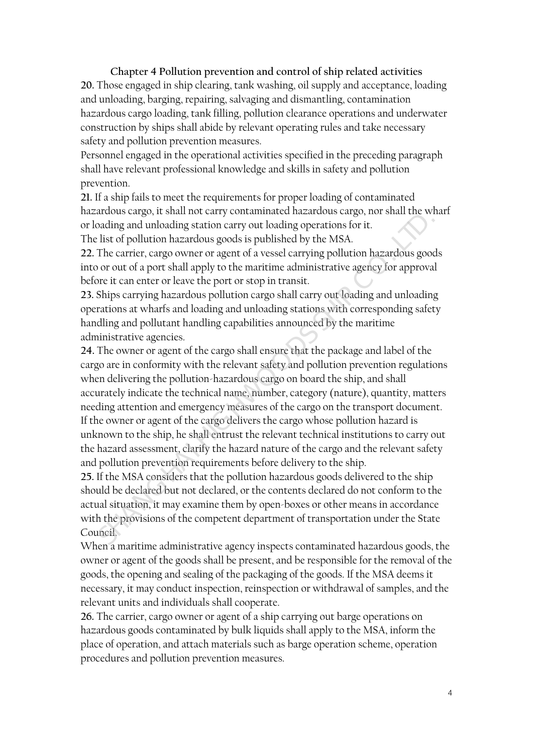## Chapter 4 Pollution prevention and control of ship related activities

**20.** Those engaged in ship clearing, tank washing, oil supply and acceptance, loading and unloading, barging, repairing, salvaging and dismantling, contamination hazardous cargo loading, tank filling, pollution clearance operations and underwater construction by ships shall abide by relevant operating rules and take necessary safety and pollution prevention measures.

Personnel engaged in the operational activities specified in the preceding paragraph shall have relevant professional knowledge and skills in safety and pollution prevention.

**21.** If a ship fails to meet the requirements for proper loading of contaminated hazardous cargo, it shall not carry contaminated hazardous cargo, nor shall the wharf or loading and unloading station carry out loading operations for it.

The list of pollution hazardous goods is published by the MSA.

**22.** The carrier, cargo owner or agent of a vessel carrying pollution hazardous goods into or out of a port shall apply to the maritime administrative agency for approval before it can enter or leave the port or stop in transit.

**23.** Ships carrying hazardous pollution cargo shall carry out loading and unloading operations at wharfs and loading and unloading stations with corresponding safety handling and pollutant handling capabilities announced by the maritime administrative agencies.

**24.** The owner or agent of the cargo shall ensure that the package and label of the cargo are in conformity with the relevant safety and pollution prevention regulations when delivering the pollution-hazardous cargo on board the ship, and shall accurately indicate the technical name, number, category (nature), quantity, matters needing attention and emergency measures of the cargo on the transport document.

If the owner or agent of the cargo delivers the cargo whose pollution hazard is unknown to the ship, he shall entrust the relevant technical institutions to carry out the hazard assessment, clarify the hazard nature of the cargo and the relevant safety and pollution prevention requirements before delivery to the ship.

**25.** If the MSA considers that the pollution hazardous goods delivered to the ship should be declared but not declared, or the contents declared do not conform to the actual situation, it may examine them by open-boxes or other means in accordance with the provisions of the competent department of transportation under the State Council.

When a maritime administrative agency inspects contaminated hazardous goods, the owner or agent of the goods shall be present, and be responsible for the removal of the goods, the opening and sealing of the packaging of the goods. If the MSA deems it necessary, it may conduct inspection, reinspection or withdrawal of samples, and the relevant units and individuals shall cooperate.

**26.** The carrier, cargo owner or agent of a ship carrying out barge operations on hazardous goods contaminated by bulk liquids shall apply to the MSA, inform the place of operation, and attach materials such as barge operation scheme, operation procedures and pollution prevention measures.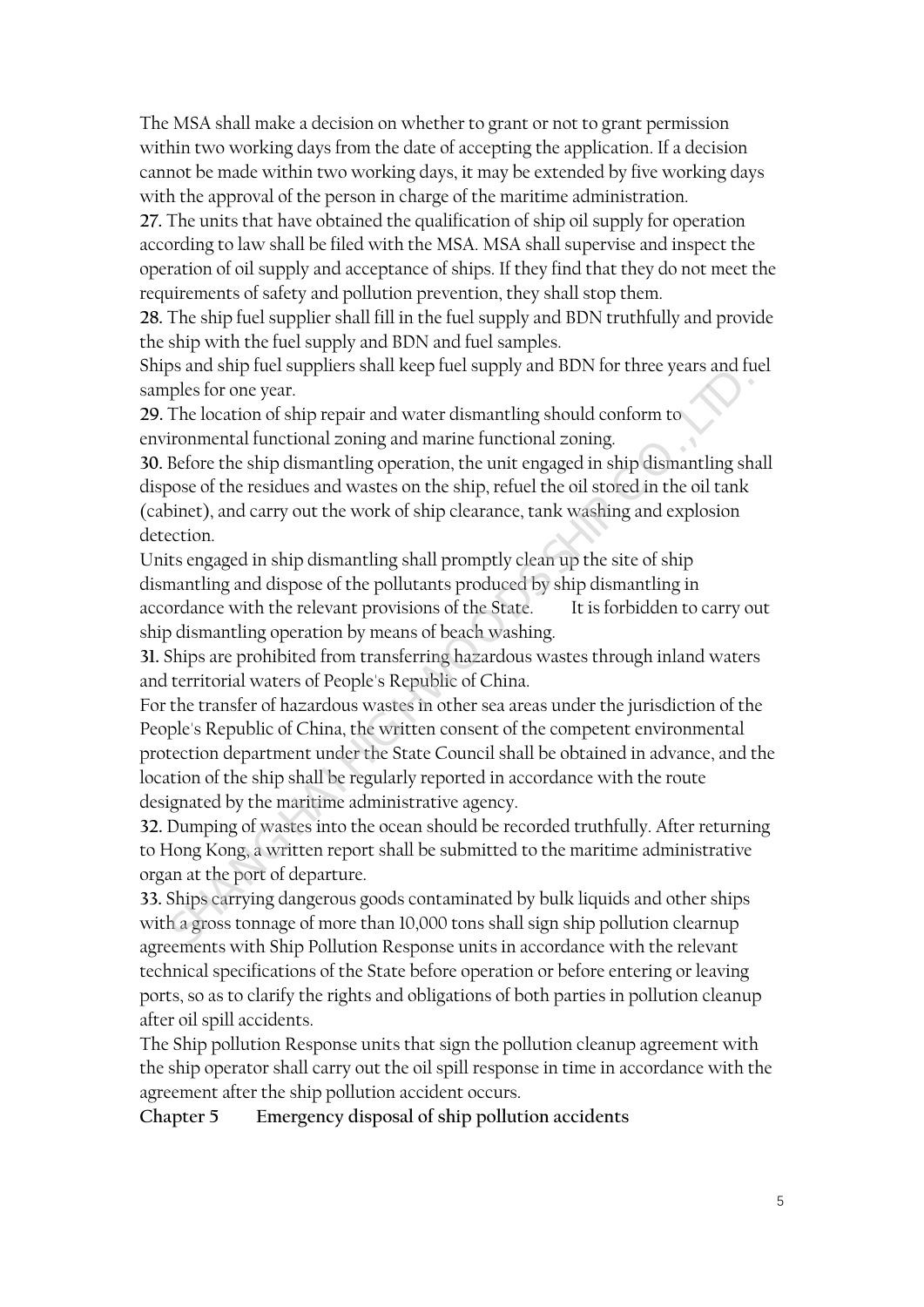The MSA shall make a decision on whether to grant or not to grant permission within two working days from the date of accepting the application. If a decision cannot be made within two working days, it may be extended by five working days with the approval of the person in charge of the maritime administration.

**27.** The units that have obtained the qualification of ship oil supply for operation according to law shall be filed with the MSA. MSA shall supervise and inspect the operation of oil supply and acceptance of ships. If they find that they do not meet the requirements of safety and pollution prevention, they shall stop them.

**28.** The ship fuel supplier shall fill in the fuel supply and BDN truthfully and provide the ship with the fuel supply and BDN and fuel samples.

Ships and ship fuel suppliers shall keep fuel supply and BDN for three years and fuel samples for one year.

**29.** The location of ship repair and water dismantling should conform to environmental functional zoning and marine functional zoning.

**30.** Before the ship dismantling operation, the unit engaged in ship dismantling shall dispose of the residues and wastes on the ship, refuel the oil stored in the oil tank (cabinet), and carry out the work of ship clearance, tank washing and explosion detection.

Units engaged in ship dismantling shall promptly clean up the site of ship dismantling and dispose of the pollutants produced by ship dismantling in accordance with the relevant provisions of the State. It is forbidden to carry out ship dismantling operation by means of beach washing.

**31.** Ships are prohibited from transferring hazardous wastes through inland waters and territorial waters of People's Republic of China.

For the transfer of hazardous wastes in other sea areas under the jurisdiction of the People's Republic of China, the written consent of the competent environmental protection department under the State Council shall be obtained in advance, and the location of the ship shall be regularly reported in accordance with the route designated by the maritime administrative agency.

**32.** Dumping of wastes into the ocean should be recorded truthfully. After returning to Hong Kong, a written report shall be submitted to the maritime administrative organ at the port of departure.

**33.** Ships carrying dangerous goods contaminated by bulk liquids and other ships with a gross tonnage of more than 10,000 tons shall sign ship pollution clearnup agreements with Ship Pollution Response units in accordance with the relevant technical specifications of the State before operation or before entering or leaving ports, so as to clarify the rights and obligations of both parties in pollution cleanup after oil spill accidents.

The Ship pollution Response units that sign the pollution cleanup agreement with the ship operator shall carry out the oil spill response in time in accordance with the agreement after the ship pollution accident occurs.

## Chapter 5 Emergency disposal of ship pollution accidents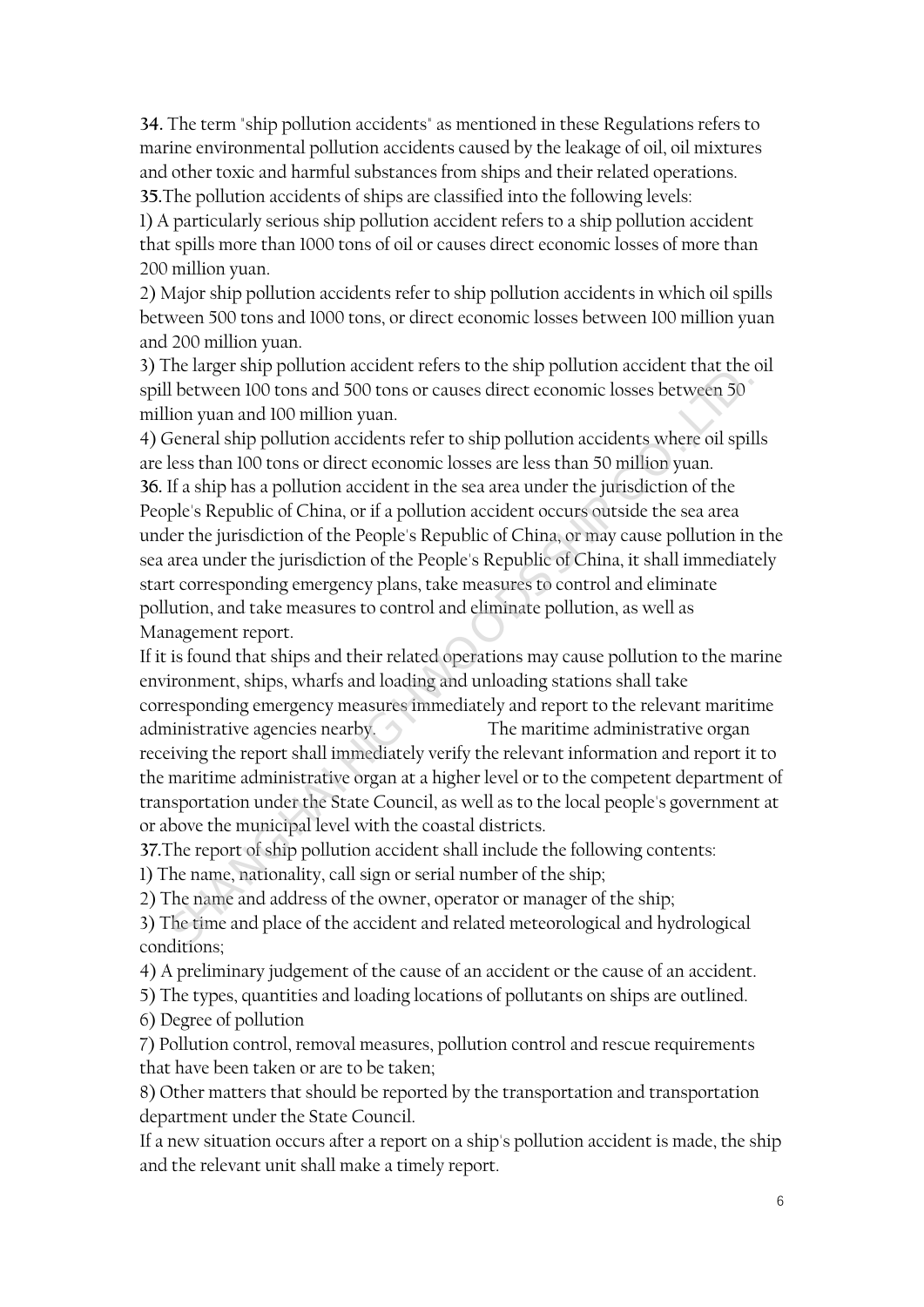**34.** The term "ship pollution accidents" as mentioned in these Regulations refers to marine environmental pollution accidents caused by the leakage of oil, oil mixtures and other toxic and harmful substances from ships and their related operations.

**35.**The pollution accidents of ships are classified into the following levels:

1) A particularly serious ship pollution accident refers to a ship pollution accident that spills more than 1000 tons of oil or causes direct economic losses of more than 200 million yuan.

2) Major ship pollution accidents refer to ship pollution accidents in which oil spills between 500 tons and 1000 tons, or direct economic losses between 100 million yuan and 200 million yuan.

3) The larger ship pollution accident refers to the ship pollution accident that the oil spill between 100 tons and 500 tons or causes direct economic losses between 50 million yuan and 100 million yuan.

4) General ship pollution accidents refer to ship pollution accidents where oil spills are less than 100 tons or direct economic losses are less than 50 million yuan.

**36.** If a ship has a pollution accident in the sea area under the jurisdiction of the People's Republic of China, or if a pollution accident occurs outside the sea area under the jurisdiction of the People's Republic of China, or may cause pollution in the sea area under the jurisdiction of the People's Republic of China, it shall immediately start corresponding emergency plans, take measures to control and eliminate pollution, and take measures to control and eliminate pollution, as well as Management report.

If it is found that ships and their related operations may cause pollution to the marine environment, ships, wharfs and loading and unloading stations shall take corresponding emergency measures immediately and report to the relevant maritime administrative agencies nearby. The maritime administrative organ receiving the report shall immediately verify the relevant information and report it to the maritime administrative organ at a higher level or to the competent department of transportation under the State Council, as well as to the local people's government at or above the municipal level with the coastal districts.

**37.**The report of ship pollution accident shall include the following contents:

1) The name, nationality, call sign or serial number of the ship;

2) The name and address of the owner, operator or manager of the ship;

3) The time and place of the accident and related meteorological and hydrological conditions;

4) A preliminary judgement of the cause of an accident or the cause of an accident.

5) The types, quantities and loading locations of pollutants on ships are outlined.

6) Degree of pollution

7) Pollution control, removal measures, pollution control and rescue requirements that have been taken or are to be taken;

8) Other matters that should be reported by the transportation and transportation department under the State Council.

If a new situation occurs after a report on a ship's pollution accident is made, the ship and the relevant unit shall make a timely report.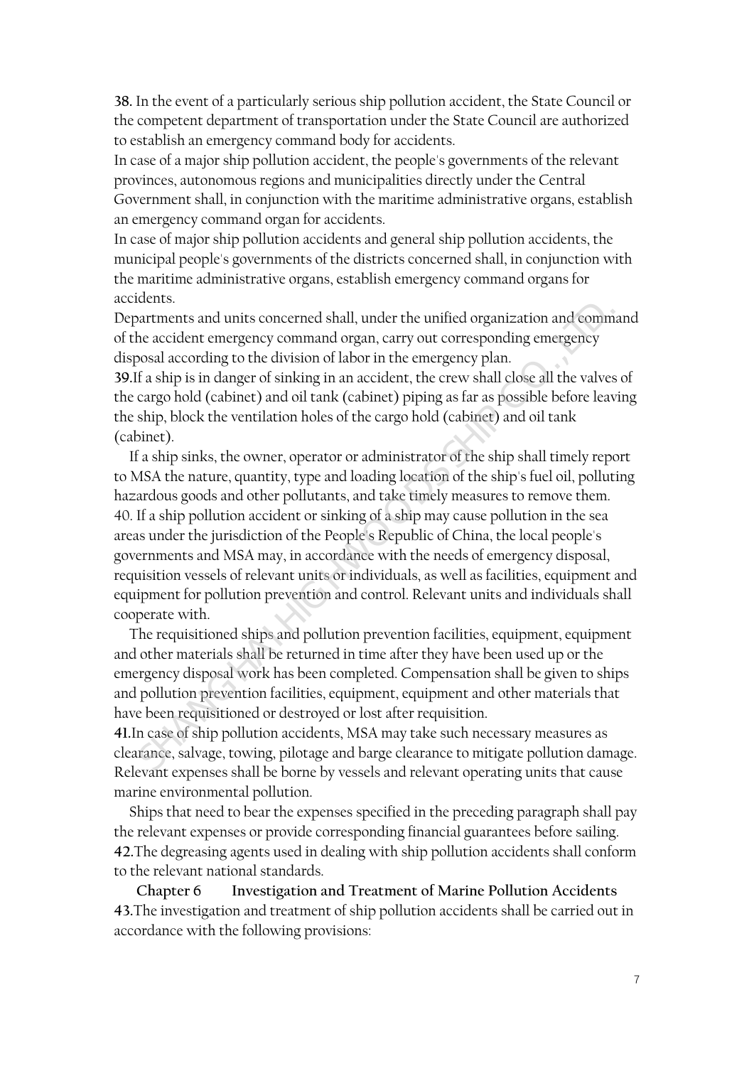**38.** In the event of a particularly serious ship pollution accident, the State Council or the competent department of transportation under the State Council are authorized to establish an emergency command body for accidents.

In case of a major ship pollution accident, the people's governments of the relevant provinces, autonomous regions and municipalities directly under the Central Government shall, in conjunction with the maritime administrative organs, establish an emergency command organ for accidents.

In case of major ship pollution accidents and general ship pollution accidents, the municipal people's governments of the districts concerned shall, in conjunction with the maritime administrative organs, establish emergency command organs for accidents.

Departments and units concerned shall, under the unified organization and command of the accident emergency command organ, carry out corresponding emergency disposal according to the division of labor in the emergency plan.

**39.**If a ship is in danger of sinking in an accident, the crew shall close all the valves of the cargo hold (cabinet) and oil tank (cabinet) piping as far as possible before leaving the ship, block the ventilation holes of the cargo hold (cabinet) and oil tank (cabinet).

If a ship sinks, the owner, operator or administrator of the ship shall timely report to MSA the nature, quantity, type and loading location of the ship's fuel oil, polluting hazardous goods and other pollutants, and take timely measures to remove them.

40. If a ship pollution accident or sinking of a ship may cause pollution in the sea areas under the jurisdiction of the People's Republic of China, the local people's governments and MSA may, in accordance with the needs of emergency disposal, requisition vessels of relevant units or individuals, as well as facilities, equipment and equipment for pollution prevention and control. Relevant units and individuals shall cooperate with.

The requisitioned ships and pollution prevention facilities, equipment, equipment and other materials shall be returned in time after they have been used up or the emergency disposal work has been completed. Compensation shall be given to ships and pollution prevention facilities, equipment, equipment and other materials that have been requisitioned or destroyed or lost after requisition.

**41.**In case of ship pollution accidents, MSA may take such necessary measures as clearance, salvage, towing, pilotage and barge clearance to mitigate pollution damage. Relevant expenses shall be borne by vessels and relevant operating units that cause marine environmental pollution.

Ships that need to bear the expenses specified in the preceding paragraph shall pay the relevant expenses or provide corresponding financial guarantees before sailing.

**42.**The degreasing agents used in dealing with ship pollution accidents shall conform to the relevant national standards.

## Chapter 6 Investigation and Treatment of Marine Pollution Accidents

**43.**The investigation and treatment of ship pollution accidents shall be carried out in accordance with the following provisions: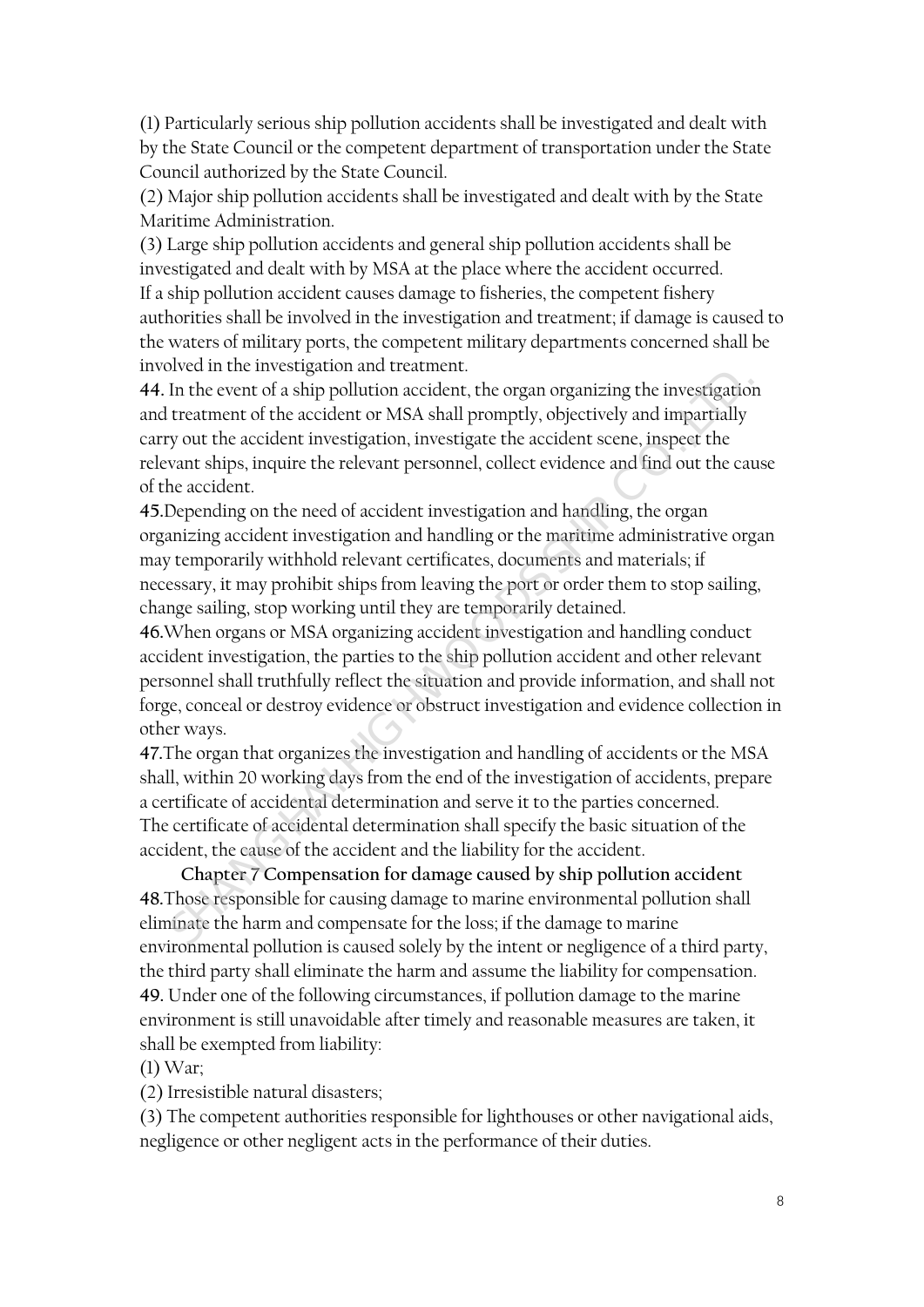(1) Particularly serious ship pollution accidents shall be investigated and dealt with by the State Council or the competent department of transportation under the State Council authorized by the State Council.

(2) Major ship pollution accidents shall be investigated and dealt with by the State Maritime Administration.

(3) Large ship pollution accidents and general ship pollution accidents shall be investigated and dealt with by MSA at the place where the accident occurred.

If a ship pollution accident causes damage to fisheries, the competent fishery authorities shall be involved in the investigation and treatment; if damage is caused to the waters of military ports, the competent military departments concerned shall be involved in the investigation and treatment.

**44.** In the event of a ship pollution accident, the organ organizing the investigation and treatment of the accident or MSA shall promptly, objectively and impartially carry out the accident investigation, investigate the accident scene, inspect the relevant ships, inquire the relevant personnel, collect evidence and find out the cause of the accident.

**45.**Depending on the need of accident investigation and handling, the organ organizing accident investigation and handling or the maritime administrative organ may temporarily withhold relevant certificates, documents and materials; if necessary, it may prohibit ships from leaving the port or order them to stop sailing, change sailing, stop working until they are temporarily detained.

**46.**When organs or MSA organizing accident investigation and handling conduct accident investigation, the parties to the ship pollution accident and other relevant personnel shall truthfully reflect the situation and provide information, and shall not forge, conceal or destroy evidence or obstruct investigation and evidence collection in other ways.

**47.**The organ that organizes the investigation and handling of accidents or the MSA shall, within 20 working days from the end of the investigation of accidents, prepare a certificate of accidental determination and serve it to the parties concerned.

The certificate of accidental determination shall specify the basic situation of the accident, the cause of the accident and the liability for the accident.

## Chapter 7 Compensation for damage caused by ship pollution accident

**48.**Those responsible for causing damage to marine environmental pollution shall eliminate the harm and compensate for the loss; if the damage to marine environmental pollution is caused solely by the intent or negligence of a third party, the third party shall eliminate the harm and assume the liability for compensation.

**49.** Under one of the following circumstances, if pollution damage to the marine environment is still unavoidable after timely and reasonable measures are taken, it shall be exempted from liability:

(1) War;

(2) Irresistible natural disasters;

(3) The competent authorities responsible for lighthouses or other navigational aids, negligence or other negligent acts in the performance of their duties.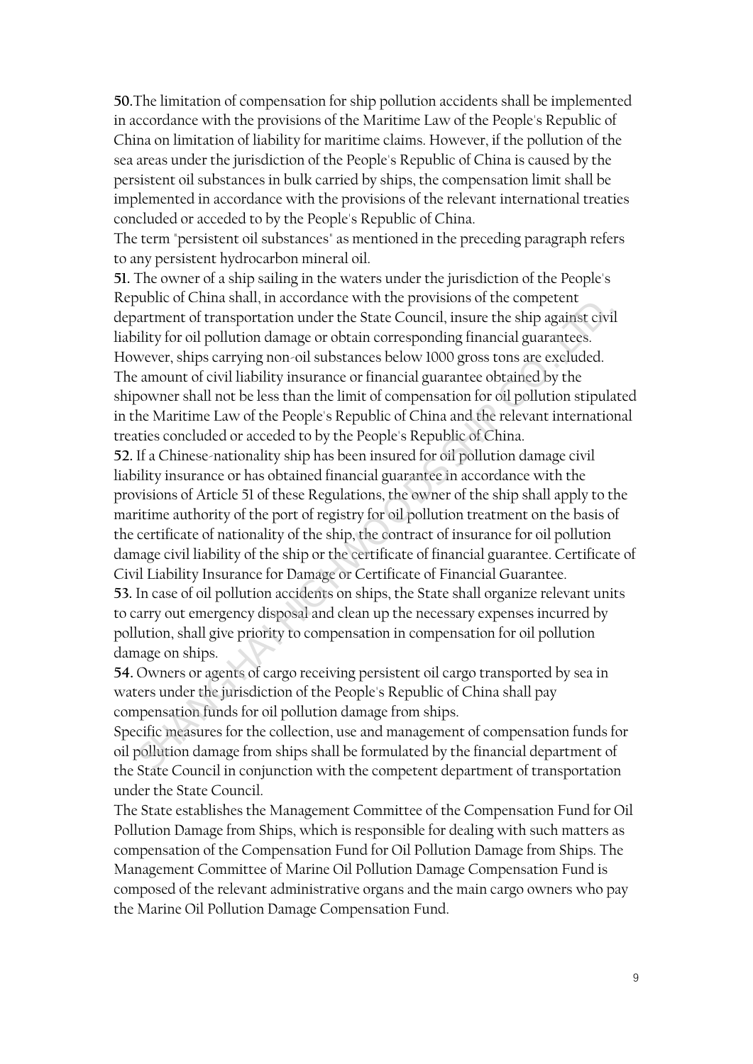**50.** The limitation of compensation for ship pollution accidents shall be implemented in accordance with the provisions of the Maritime Law of the People's Republic of China on limitation of liability for maritime claims. However, if the pollution of the sea areas under the jurisdiction of the People's Republic of China is caused by the persistent oil substances in bulk carried by ships, the compensation limit shall be implemented in accordance with the provisions of the relevant international treaties concluded or acceded to by the People's Republic of China.

The term "persistent oil substances" as mentioned in the preceding paragraph refers to any persistent hydrocarbon mineral oil.

**51.** The owner of a ship sailing in the waters under the jurisdiction of the People's Republic of China shall, in accordance with the provisions of the competent department of transportation under the State Council, insure the ship against civil liability for oil pollution damage or obtain corresponding financial guarantees. However, ships carrying non-oil substances below 1000 gross tons are excluded.

The amount of civil liability insurance or financial guarantee obtained by the shipowner shall not be less than the limit of compensation for oil pollution stipulated in the Maritime Law of the People's Republic of China and the relevant international treaties concluded or acceded to by the People's Republic of China.

**52.** If a Chinese-nationality ship has been insured for oil pollution damage civil liability insurance or has obtained financial guarantee in accordance with the provisions of Article 51 of these Regulations, the owner of the ship shall apply to the maritime authority of the port of registry for oil pollution treatment on the basis of the certificate of nationality of the ship, the contract of insurance for oil pollution damage civil liability of the ship or the certificate of financial guarantee. Certificate of Civil Liability Insurance for Damage or Certificate of Financial Guarantee.

**53.** In case of oil pollution accidents on ships, the State shall organize relevant units to carry out emergency disposal and clean up the necessary expenses incurred by pollution, shall give priority to compensation in compensation for oil pollution damage on ships.

**54.** Owners or agents of cargo receiving persistent oil cargo transported by sea in waters under the jurisdiction of the People's Republic of China shall pay compensation funds for oil pollution damage from ships.

Specific measures for the collection, use and management of compensation funds for oil pollution damage from ships shall be formulated by the financial department of the State Council in conjunction with the competent department of transportation under the State Council.

The State establishes the Management Committee of the Compensation Fund for Oil Pollution Damage from Ships, which is responsible for dealing with such matters as compensation of the Compensation Fund for Oil Pollution Damage from Ships. The Management Committee of Marine Oil Pollution Damage Compensation Fund is composed of the relevant administrative organs and the main cargo owners who pay the Marine Oil Pollution Damage Compensation Fund.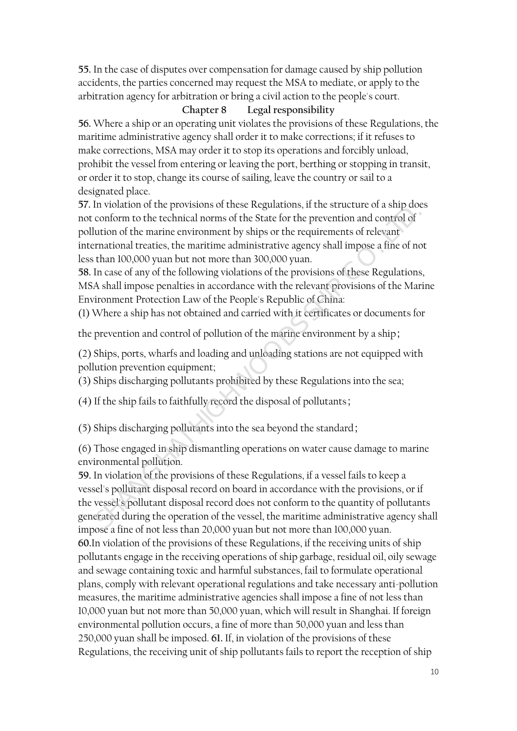**55.** In the case of disputes over compensation for damage caused by ship pollution accidents, the parties concerned may request the MSA to mediate, or apply to the arbitration agency for arbitration or bring a civil action to the people's court.

## Chapter 8 Legal responsibility

**56.** Where a ship or an operating unit violates the provisions of these Regulations, the maritime administrative agency shall order it to make corrections; if it refuses to make corrections, MSA may order it to stop its operations and forcibly unload, prohibit the vessel from entering or leaving the port, berthing or stopping in transit, or order it to stop, change its course of sailing, leave the country or sail to a designated place.

**57.** In violation of the provisions of these Regulations, if the structure of a ship does not conform to the technical norms of the State for the prevention and control of pollution of the marine environment by ships or the requirements of relevant international treaties, the maritime administrative agency shall impose a fine of not less than 100,000 yuan but not more than 300,000 yuan.

**58.** In case of any of the following violations of the provisions of these Regulations, MSA shall impose penalties in accordance with the relevant provisions of the Marine Environment Protection Law of the People's Republic of China:

(1) Where a ship has not obtained and carried with it certificates or documents for the prevention and control of pollution of the marine environment by a ship；

(2) Ships, ports, wharfs and loading and unloading stations are not equipped with pollution prevention equipment;

(3) Ships discharging pollutants prohibited by these Regulations into the sea;

(4) If the ship fails to faithfully record the disposal of pollutants；

(5) Ships discharging pollutants into the sea beyond the standard；

(6) Those engaged in ship dismantling operations on water cause damage to marine environmental pollution.

**59.** In violation of the provisions of these Regulations, if a vessel fails to keep a vessel's pollutant disposal record on board in accordance with the provisions, or if the vessel's pollutant disposal record does not conform to the quantity of pollutants generated during the operation of the vessel, the maritime administrative agency shall impose a fine of not less than 20,000 yuan but not more than 100,000 yuan.

**60.** In violation of the provisions of these Regulations, if the receiving units of ship pollutants engage in the receiving operations of ship garbage, residual oil, oily sewage and sewage containing toxic and harmful substances, fail to formulate operational plans, comply with relevant operational regulations and take necessary anti-pollution measures, the maritime administrative agencies shall impose a fine of not less than 10,000 yuan but not more than 50,000 yuan, which will result in Shanghai. If foreign environmental pollution occurs, a fine of more than 50,000 yuan and less than 250,000 yuan shall be imposed. **61.** If, in violation of the provisions of these Regulations, the receiving unit of ship pollutants fails to report the reception of ship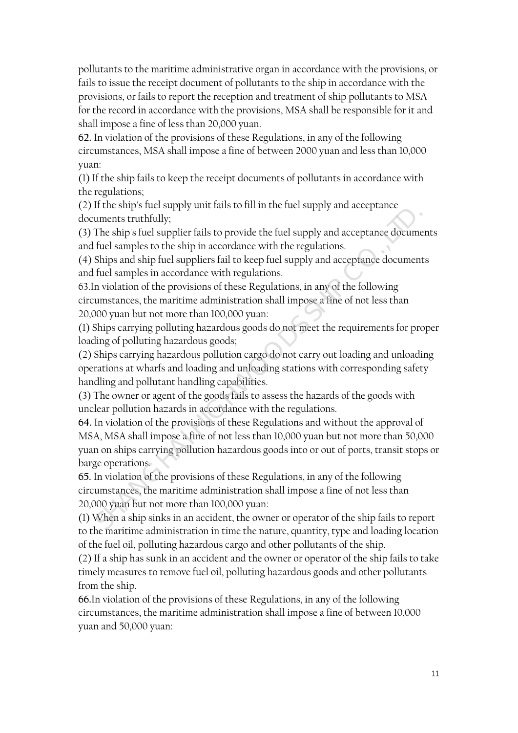pollutants to the maritime administrative organ in accordance with the provisions, or fails to issue the receipt document of pollutants to the ship in accordance with the provisions, or fails to report the reception and treatment of ship pollutants to MSA for the record in accordance with the provisions, MSA shall be responsible for it and shall impose a fine of less than 20,000 yuan.

**62.** In violation of the provisions of these Regulations, in any of the following circumstances, MSA shall impose a fine of between 2000 yuan and less than 10,000 yuan:

(1) If the ship fails to keep the receipt documents of pollutants in accordance with the regulations;

(2) If the ship's fuel supply unit fails to fill in the fuel supply and acceptance documents truthfully;

(3) The ship's fuel supplier fails to provide the fuel supply and acceptance documents and fuel samples to the ship in accordance with the regulations.

(4) Ships and ship fuel suppliers fail to keep fuel supply and acceptance documents and fuel samples in accordance with regulations.

63.In violation of the provisions of these Regulations, in any of the following circumstances, the maritime administration shall impose a fine of not less than 20,000 yuan but not more than 100,000 yuan:

(1) Ships carrying polluting hazardous goods do not meet the requirements for proper loading of polluting hazardous goods;

(2) Ships carrying hazardous pollution cargo do not carry out loading and unloading operations at wharfs and loading and unloading stations with corresponding safety handling and pollutant handling capabilities.

(3) The owner or agent of the goods fails to assess the hazards of the goods with unclear pollution hazards in accordance with the regulations.

**64.** In violation of the provisions of these Regulations and without the approval of MSA, MSA shall impose a fine of not less than 10,000 yuan but not more than 50,000 yuan on ships carrying pollution hazardous goods into or out of ports, transit stops or barge operations.

**65.** In violation of the provisions of these Regulations, in any of the following circumstances, the maritime administration shall impose a fine of not less than 20,000 yuan but not more than 100,000 yuan:

(1) When a ship sinks in an accident, the owner or operator of the ship fails to report to the maritime administration in time the nature, quantity, type and loading location of the fuel oil, polluting hazardous cargo and other pollutants of the ship.

(2) If a ship has sunk in an accident and the owner or operator of the ship fails to take timely measures to remove fuel oil, polluting hazardous goods and other pollutants from the ship.

**66.**In violation of the provisions of these Regulations, in any of the following circumstances, the maritime administration shall impose a fine of between 10,000 yuan and 50,000 yuan: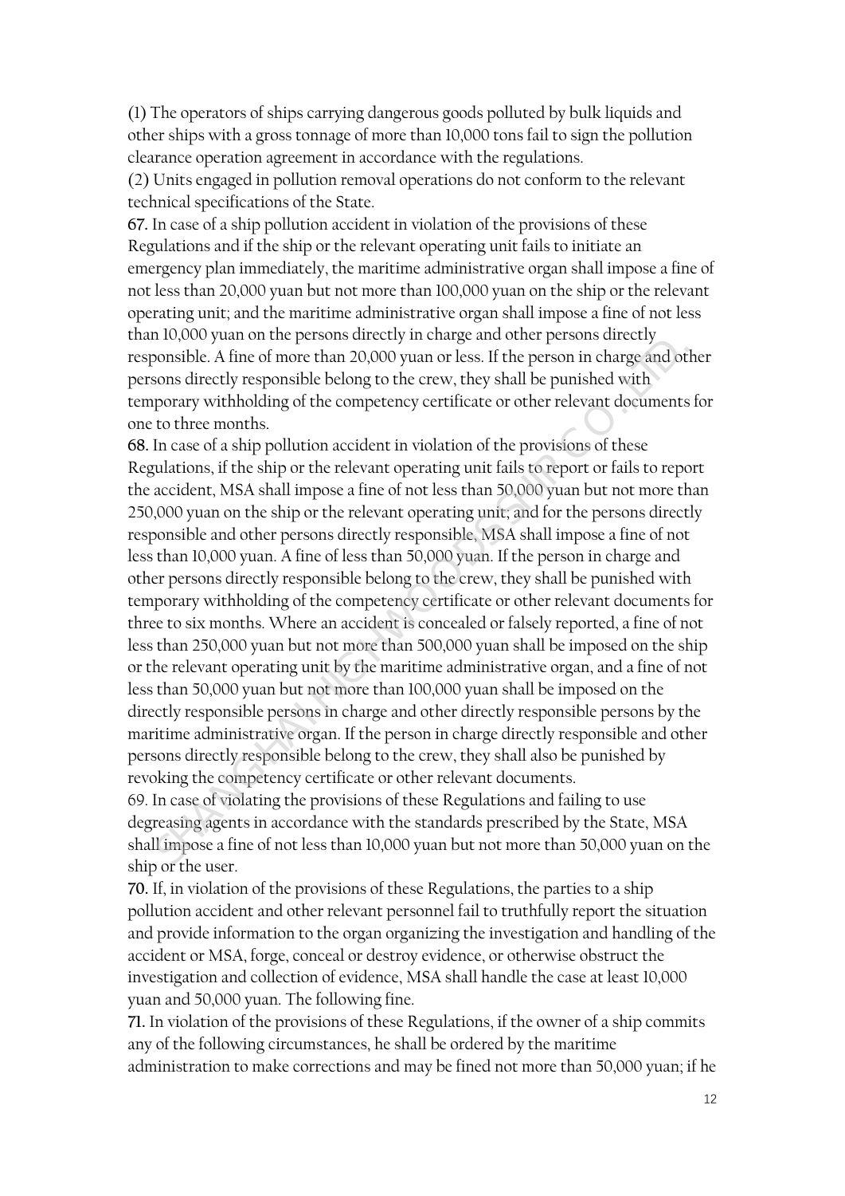(1) The operators of ships carrying dangerous goods polluted by bulk liquids and other ships with a gross tonnage of more than 10,000 tons fail to sign the pollution clearance operation agreement in accordance with the regulations.

(2) Units engaged in pollution removal operations do not conform to the relevant technical specifications of the State.

**67.** In case of a ship pollution accident in violation of the provisions of these Regulations and if the ship or the relevant operating unit fails to initiate an emergency plan immediately, the maritime administrative organ shall impose a fine of not less than 20,000 yuan but not more than 100,000 yuan on the ship or the relevant operating unit; and the maritime administrative organ shall impose a fine of not less than 10,000 yuan on the persons directly in charge and other persons directly responsible. A fine of more than 20,000 yuan or less. If the person in charge and other persons directly responsible belong to the crew, they shall be punished with temporary withholding of the competency certificate or other relevant documents for one to three months.

**68.** In case of a ship pollution accident in violation of the provisions of these Regulations, if the ship or the relevant operating unit fails to report or fails to report the accident, MSA shall impose a fine of not less than 50,000 yuan but not more than 250,000 yuan on the ship or the relevant operating unit; and for the persons directly responsible and other persons directly responsible, MSA shall impose a fine of not less than 10,000 yuan. A fine of less than 50,000 yuan. If the person in charge and other persons directly responsible belong to the crew, they shall be punished with temporary withholding of the competency certificate or other relevant documents for three to six months. Where an accident is concealed or falsely reported, a fine of not less than 250,000 yuan but not more than 500,000 yuan shall be imposed on the ship or the relevant operating unit by the maritime administrative organ, and a fine of not less than 50,000 yuan but not more than 100,000 yuan shall be imposed on the directly responsible persons in charge and other directly responsible persons by the maritime administrative organ. If the person in charge directly responsible and other persons directly responsible belong to the crew, they shall also be punished by revoking the competency certificate or other relevant documents.

69. In case of violating the provisions of these Regulations and failing to use degreasing agents in accordance with the standards prescribed by the State, MSA shall impose a fine of not less than 10,000 yuan but not more than 50,000 yuan on the ship or the user.

**70.** If, in violation of the provisions of these Regulations, the parties to a ship pollution accident and other relevant personnel fail to truthfully report the situation and provide information to the organ organizing the investigation and handling of the accident or MSA, forge, conceal or destroy evidence, or otherwise obstruct the investigation and collection of evidence, MSA shall handle the case at least 10,000 yuan and 50,000 yuan. The following fine.

**71.** In violation of the provisions of these Regulations, if the owner of a ship commits any of the following circumstances, he shall be ordered by the maritime administration to make corrections and may be fined not more than 50,000 yuan; if he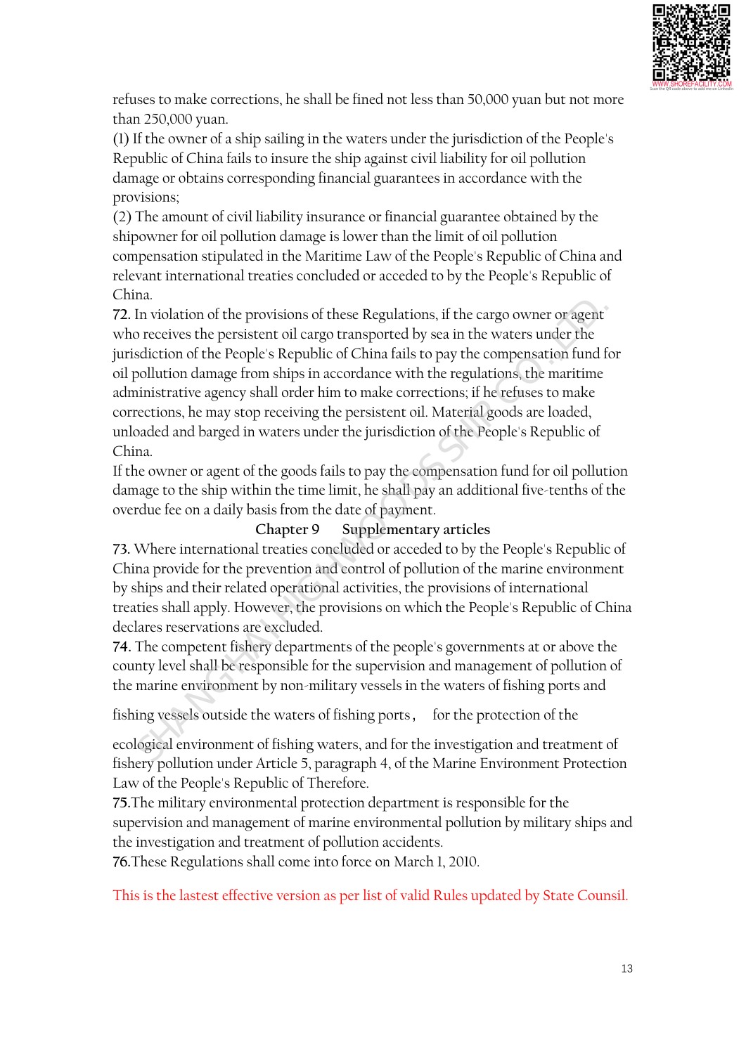refuses to make corrections, he shall be fined not less than 50,000 yuan but not more than 250,000 yuan.

(1) If the owner of a ship sailing in the waters under the jurisdiction of the People's Republic of China fails to insure the ship against civil liability for oil pollution damage or obtains corresponding financial guarantees in accordance with the provisions;

(2) The amount of civil liability insurance or financial guarantee obtained by the shipowner for oil pollution damage is lower than the limit of oil pollution compensation stipulated in the Maritime Law of the People's Republic of China and relevant international treaties concluded or acceded to by the People's Republic of China.

72. In violation of the provisions of these Regulations, if the cargo owner or agent who receives the persistent oil cargo transported by sea in the waters under the jurisdiction of the People's Republic of China fails to pay the compensation fund for oil pollution damage from ships in accordance with the regulations, the maritime administrative agency shall order him to make corrections; if he refuses to make corrections, he may stop receiving the persistent oil. Material goods are loaded, unloaded and barged in waters under the jurisdiction of the People's Republic of China.

If the owner or agent of the goods fails to pay the compensation fund for oil pollution damage to the ship within the time limit, he shall pay an additional five-tenths of the overdue fee on a daily basis from the date of payment.

## Chapter 9 Supplementary articles

73. Where international treaties concluded or acceded to by the People's Republic of China provide for the prevention and control of pollution of the marine environment by ships and their related operational activities, the provisions of international treaties shall apply. However, the provisions on which the People's Republic of China declares reservations are excluded.

74. The competent fishery departments of the people's governments at or above the county level shall be responsible for the supervision and management of pollution of the marine environment by non-military vessels in the waters of fishing ports and fishing vessels outside the waters of fishing ports， for the protection of the ecological environment of fishing waters, and for the investigation and treatment of fishery pollution under Article 5, paragraph 4, of the Marine Environment Protection Law of the People's Republic of Therefore.

75.The military environmental protection department is responsible for the supervision and management of marine environmental pollution by military ships and the investigation and treatment of pollution accidents.

76.These Regulations shall come into force on March 1, 2010.

This is the lastest effective version as per list of valid Rules updated by State Counsil.